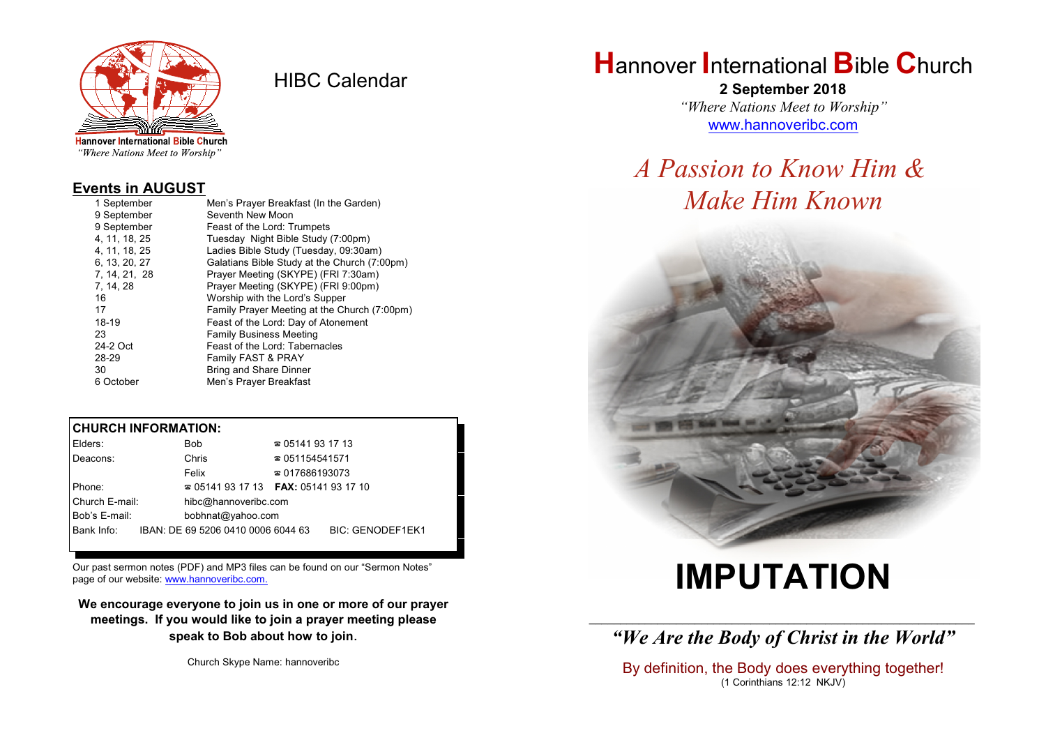Hannover International Bible Church
*"Where Nations Meet to Worship"*

# HIBC Calendar

## Events in AUGUST

| | |
|---|---|
| 1 September | Men's Prayer Breakfast (In the Garden) |
| 9 September | Seventh New Moon |
| 9 September | Feast of the Lord: Trumpets |
| 4, 11, 18, 25 | Tuesday Night Bible Study (7:00pm) |
| 4, 11, 18, 25 | Ladies Bible Study (Tuesday, 09:30am) |
| 6, 13, 20, 27 | Galatians Bible Study at the Church (7:00pm) |
| 7, 14, 21, 28 | Prayer Meeting (SKYPE) (FRI 7:30am) |
| 7, 14, 28 | Prayer Meeting (SKYPE) (FRI 9:00pm) |
| 16 | Worship with the Lord's Supper |
| 17 | Family Prayer Meeting at the Church (7:00pm) |
| 18-19 | Feast of the Lord: Day of Atonement |
| 23 | Family Business Meeting |
| 24-2 Oct | Feast of the Lord: Tabernacles |
| 28-29 | Family FAST & PRAY |
| 30 | Bring and Share Dinner |
| 6 October | Men's Prayer Breakfast |

## CHURCH INFORMATION:

| | | | |
|---|---|---|---|
| Elders: | Bob | ☎ 05141 93 17 13 | |
| Deacons: | Chris | ☎ 051154541571 | |
| | Felix | ☎ 017686193073 | |
| Phone: | ☎ 05141 93 17 13 | **FAX:** 05141 93 17 10 | |
| Church E-mail: | hibc@hannoveribc.com | | |
| Bob's E-mail: | bobhnat@yahoo.com | | |
| Bank Info: | IBAN: DE 69 5206 0410 0006 6044 63 | | BIC: GENODEF1EK1 |

Our past sermon notes (PDF) and MP3 files can be found on our "Sermon Notes" page of our website: www.hannoveribc.com.

**We encourage everyone to join us in one or more of our prayer meetings. If you would like to join a prayer meeting please speak to Bob about how to join.**

Church Skype Name: hannoveribc

# Hannover International Bible Church

**2 September 2018**

*"Where Nations Meet to Worship"*

www.hannoveribc.com

## *A Passion to Know Him & Make Him Known*

# IMPUTATION

---

***"We Are the Body of Christ in the World"***

By definition, the Body does everything together!
(1 Corinthians 12:12 NKJV)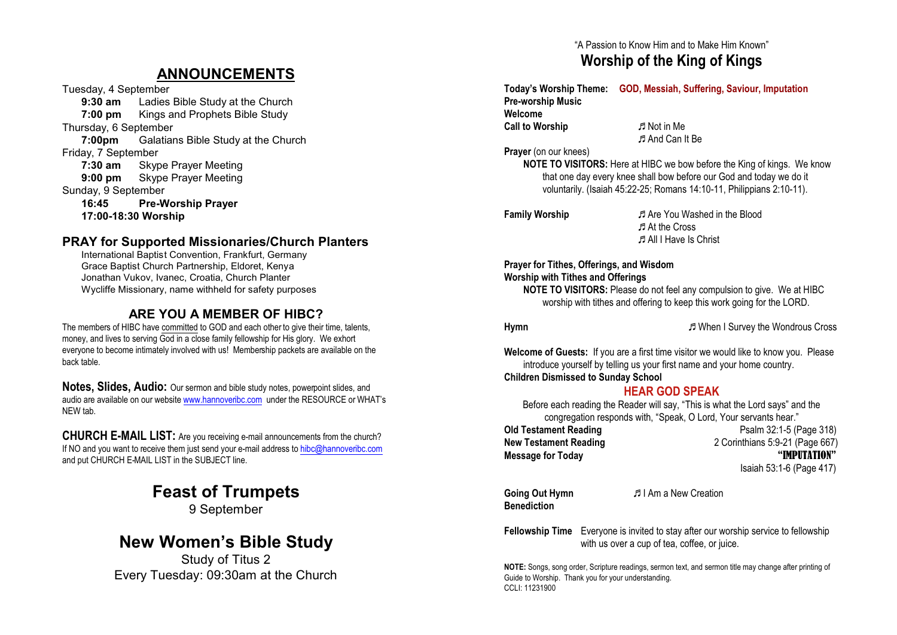## ANNOUNCEMENTS

Tuesday, 4 September

- **9:30 am** Ladies Bible Study at the Church
- **7:00 pm** Kings and Prophets Bible Study

Thursday, 6 September

- **7:00pm** Galatians Bible Study at the Church

Friday, 7 September

- **7:30 am** Skype Prayer Meeting
- **9:00 pm** Skype Prayer Meeting

Sunday, 9 September

- **16:45 Pre-Worship Prayer**
- **17:00-18:30 Worship**

### PRAY for Supported Missionaries/Church Planters

International Baptist Convention, Frankfurt, Germany
Grace Baptist Church Partnership, Eldoret, Kenya
Jonathan Vukov, Ivanec, Croatia, Church Planter
Wycliffe Missionary, name withheld for safety purposes

### ARE YOU A MEMBER OF HIBC?

The members of HIBC have committed to GOD and each other to give their time, talents, money, and lives to serving God in a close family fellowship for His glory. We exhort everyone to become intimately involved with us! Membership packets are available on the back table.

**Notes, Slides, Audio:** Our sermon and bible study notes, powerpoint slides, and audio are available on our website www.hannoveribc.com under the RESOURCE or WHAT's NEW tab.

**CHURCH E-MAIL LIST:** Are you receiving e-mail announcements from the church? If NO and you want to receive them just send your e-mail address to hibc@hannoveribc.com and put CHURCH E-MAIL LIST in the SUBJECT line.

## Feast of Trumpets

9 September

## New Women's Bible Study

Study of Titus 2
Every Tuesday: 09:30am at the Church

"A Passion to Know Him and to Make Him Known"

## Worship of the King of Kings

**Today's Worship Theme:** **GOD, Messiah, Suffering, Saviour, Imputation**

**Pre-worship Music**

**Welcome**

**Call to Worship** ♫ Not in Me
♫ And Can It Be

**Prayer** (on our knees)

**NOTE TO VISITORS:** Here at HIBC we bow before the King of kings. We know that one day every knee shall bow before our God and today we do it voluntarily. (Isaiah 45:22-25; Romans 14:10-11, Philippians 2:10-11).

**Family Worship** ♫ Are You Washed in the Blood
♫ At the Cross
♫ All I Have Is Christ

**Prayer for Tithes, Offerings, and Wisdom**

**Worship with Tithes and Offerings**

**NOTE TO VISITORS:** Please do not feel any compulsion to give. We at HIBC worship with tithes and offering to keep this work going for the LORD.

**Hymn** ♫ When I Survey the Wondrous Cross

**Welcome of Guests:** If you are a first time visitor we would like to know you. Please introduce yourself by telling us your first name and your home country.

**Children Dismissed to Sunday School**

### HEAR GOD SPEAK

Before each reading the Reader will say, "This is what the Lord says" and the congregation responds with, "Speak, O Lord, Your servants hear."

**Old Testament Reading** Psalm 32:1-5 (Page 318)

**New Testament Reading** 2 Corinthians 5:9-21 (Page 667)

**Message for Today** **"IMPUTATION"**
Isaiah 53:1-6 (Page 417)

**Going Out Hymn** ♫ I Am a New Creation

**Benediction**

**Fellowship Time** Everyone is invited to stay after our worship service to fellowship with us over a cup of tea, coffee, or juice.

**NOTE:** Songs, song order, Scripture readings, sermon text, and sermon title may change after printing of Guide to Worship. Thank you for your understanding.
CCLI: 11231900